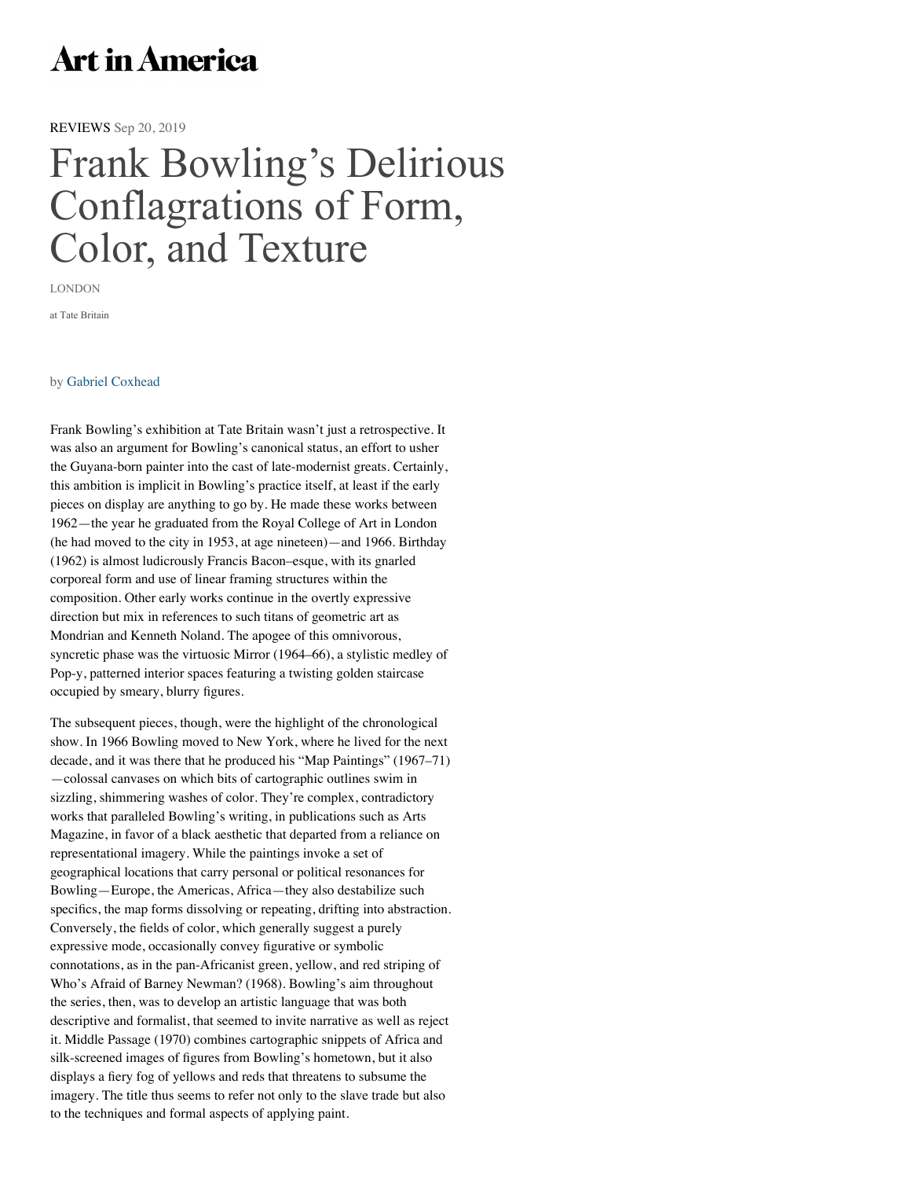Art in America

REVIEWS Sep 20, 2019

# Frank Bowling's Delirious Conflagrations of Form, Color, and Texture

LONDON

at Tate Britain

by Gabriel Coxhead

Frank Bowling's exhibition at Tate Britain wasn't just a retrospective. It was also an argument for Bowling's canonical status, an effort to usher the Guyana-born painter into the cast of late-modernist greats. Certainly, this ambition is implicit in Bowling's practice itself, at least if the early pieces on display are anything to go by. He made these works between 1962—the year he graduated from the Royal College of Art in London (he had moved to the city in 1953, at age nineteen)—and 1966. Birthday (1962) is almost ludicrously Francis Bacon–esque, with its gnarled corporeal form and use of linear framing structures within the composition. Other early works continue in the overtly expressive direction but mix in references to such titans of geometric art as Mondrian and Kenneth Noland. The apogee of this omnivorous, syncretic phase was the virtuosic Mirror (1964–66), a stylistic medley of Pop-y, patterned interior spaces featuring a twisting golden staircase occupied by smeary, blurry figures.

The subsequent pieces, though, were the highlight of the chronological show. In 1966 Bowling moved to New York, where he lived for the next decade, and it was there that he produced his "Map Paintings" (1967–71)—colossal canvases on which bits of cartographic outlines swim in sizzling, shimmering washes of color. They're complex, contradictory works that paralleled Bowling's writing, in publications such as Arts Magazine, in favor of a black aesthetic that departed from a reliance on representational imagery. While the paintings invoke a set of geographical locations that carry personal or political resonances for Bowling—Europe, the Americas, Africa—they also destabilize such specifics, the map forms dissolving or repeating, drifting into abstraction. Conversely, the fields of color, which generally suggest a purely expressive mode, occasionally convey figurative or symbolic connotations, as in the pan-Africanist green, yellow, and red striping of Who's Afraid of Barney Newman? (1968). Bowling's aim throughout the series, then, was to develop an artistic language that was both descriptive and formalist, that seemed to invite narrative as well as reject it. Middle Passage (1970) combines cartographic snippets of Africa and silk-screened images of figures from Bowling's hometown, but it also displays a fiery fog of yellows and reds that threatens to subsume the imagery. The title thus seems to refer not only to the slave trade but also to the techniques and formal aspects of applying paint.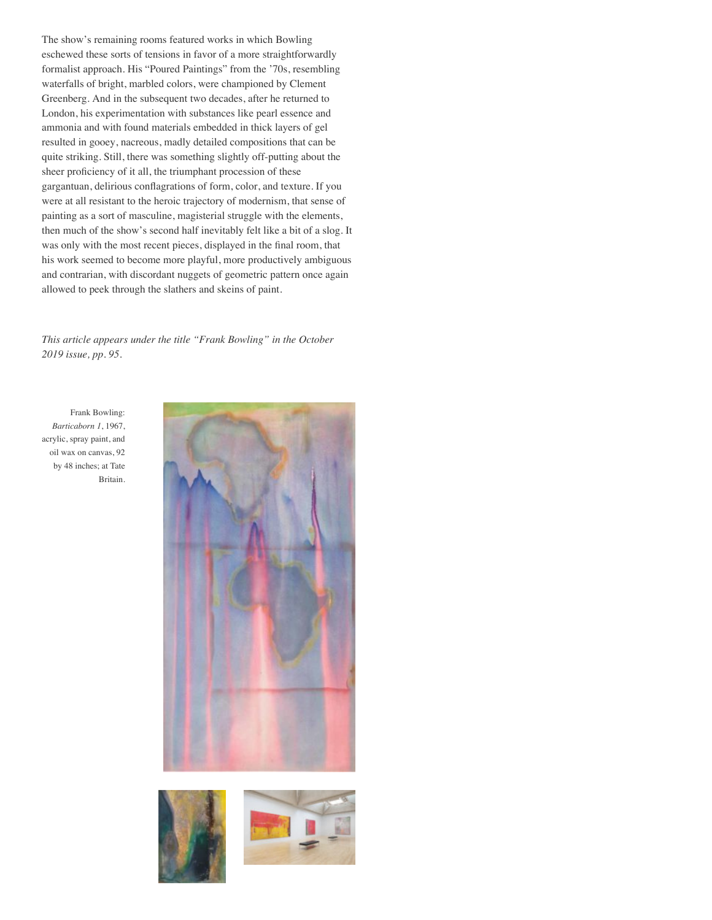The show's remaining rooms featured works in which Bowling eschewed these sorts of tensions in favor of a more straightforwardly formalist approach. His "Poured Paintings" from the '70s, resembling waterfalls of bright, marbled colors, were championed by Clement Greenberg. And in the subsequent two decades, after he returned to London, his experimentation with substances like pearl essence and ammonia and with found materials embedded in thick layers of gel resulted in gooey, nacreous, madly detailed compositions that can be quite striking. Still, there was something slightly off-putting about the sheer proficiency of it all, the triumphant procession of these gargantuan, delirious conflagrations of form, color, and texture. If you were at all resistant to the heroic trajectory of modernism, that sense of painting as a sort of masculine, magisterial struggle with the elements, then much of the show's second half inevitably felt like a bit of a slog. It was only with the most recent pieces, displayed in the final room, that his work seemed to become more playful, more productively ambiguous and contrarian, with discordant nuggets of geometric pattern once again allowed to peek through the slathers and skeins of paint.

*This article appears under the title "Frank Bowling" in the October 2019 issue, pp. 95.*

Frank Bowling: *Barticaborn 1*, 1967, acrylic, spray paint, and oil wax on canvas, 92 by 48 inches; at Tate Britain.